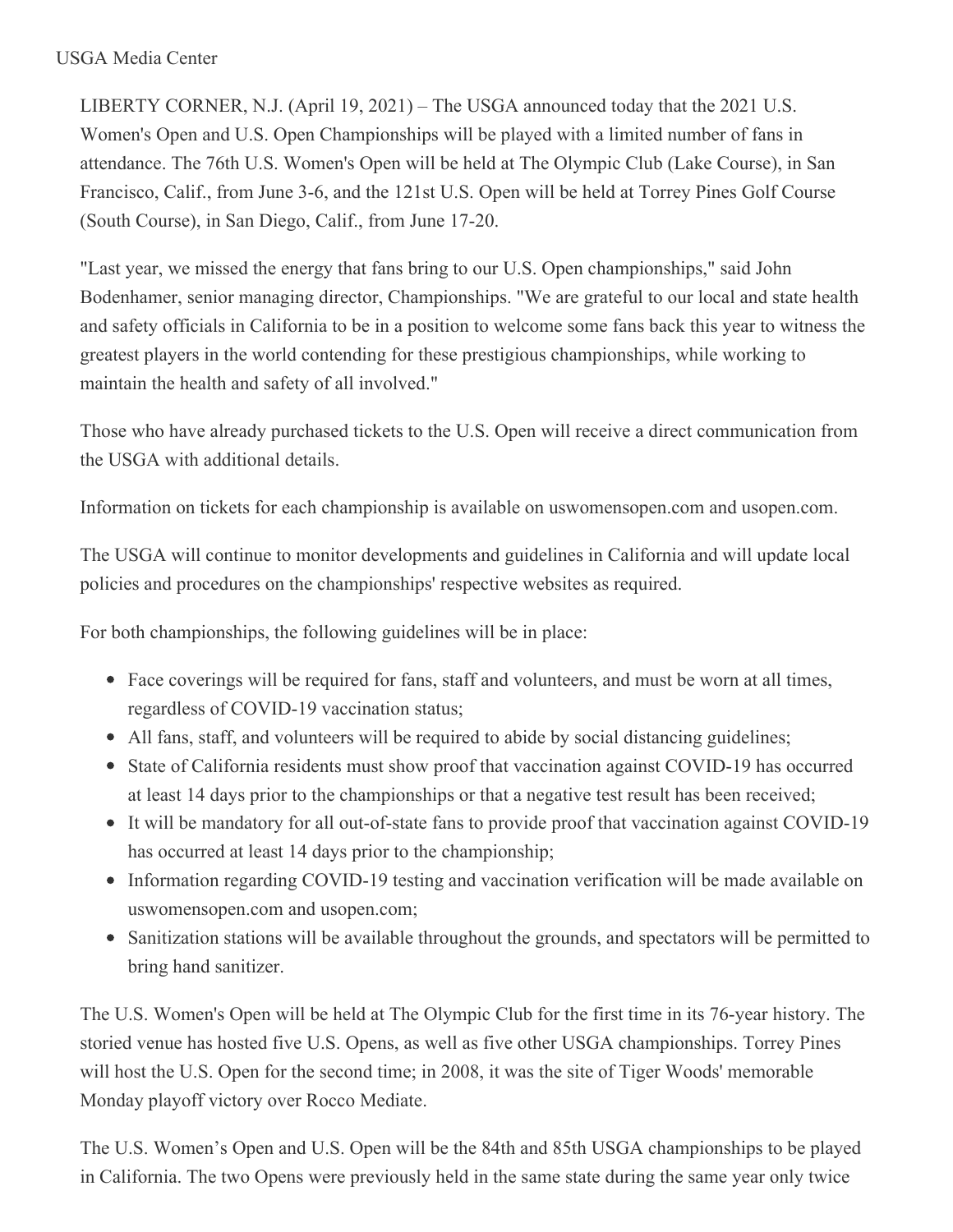USGA Media Center

LIBERTY CORNER, N.J. (April 19, 2021) – The USGA announced today that the 2021 U.S. Women's Open and U.S. Open Championships will be played with a limited number of fans in attendance. The 76th U.S. Women's Open will be held at The Olympic Club (Lake Course), in San Francisco, Calif., from June 3-6, and the 121st U.S. Open will be held at Torrey Pines Golf Course (South Course), in San Diego, Calif., from June 17-20.

"Last year, we missed the energy that fans bring to our U.S. Open championships," said John Bodenhamer, senior managing director, Championships. "We are grateful to our local and state health and safety officials in California to be in a position to welcome some fans back this year to witness the greatest players in the world contending for these prestigious championships, while working to maintain the health and safety of all involved."

Those who have already purchased tickets to the U.S. Open will receive a direct communication from the USGA with additional details.

Information on tickets for each championship is available on uswomensopen.com and usopen.com.

The USGA will continue to monitor developments and guidelines in California and will update local policies and procedures on the championships' respective websites as required.

For both championships, the following guidelines will be in place:

- Face coverings will be required for fans, staff and volunteers, and must be worn at all times, regardless of COVID-19 vaccination status;
- All fans, staff, and volunteers will be required to abide by social distancing guidelines;
- State of California residents must show proof that vaccination against COVID-19 has occurred at least 14 days prior to the championships or that a negative test result has been received;
- It will be mandatory for all out-of-state fans to provide proof that vaccination against COVID-19 has occurred at least 14 days prior to the championship;
- Information regarding COVID-19 testing and vaccination verification will be made available on uswomensopen.com and usopen.com;
- Sanitization stations will be available throughout the grounds, and spectators will be permitted to bring hand sanitizer.

The U.S. Women's Open will be held at The Olympic Club for the first time in its 76-year history. The storied venue has hosted five U.S. Opens, as well as five other USGA championships. Torrey Pines will host the U.S. Open for the second time; in 2008, it was the site of Tiger Woods' memorable Monday playoff victory over Rocco Mediate.

The U.S. Women's Open and U.S. Open will be the 84th and 85th USGA championships to be played in California. The two Opens were previously held in the same state during the same year only twice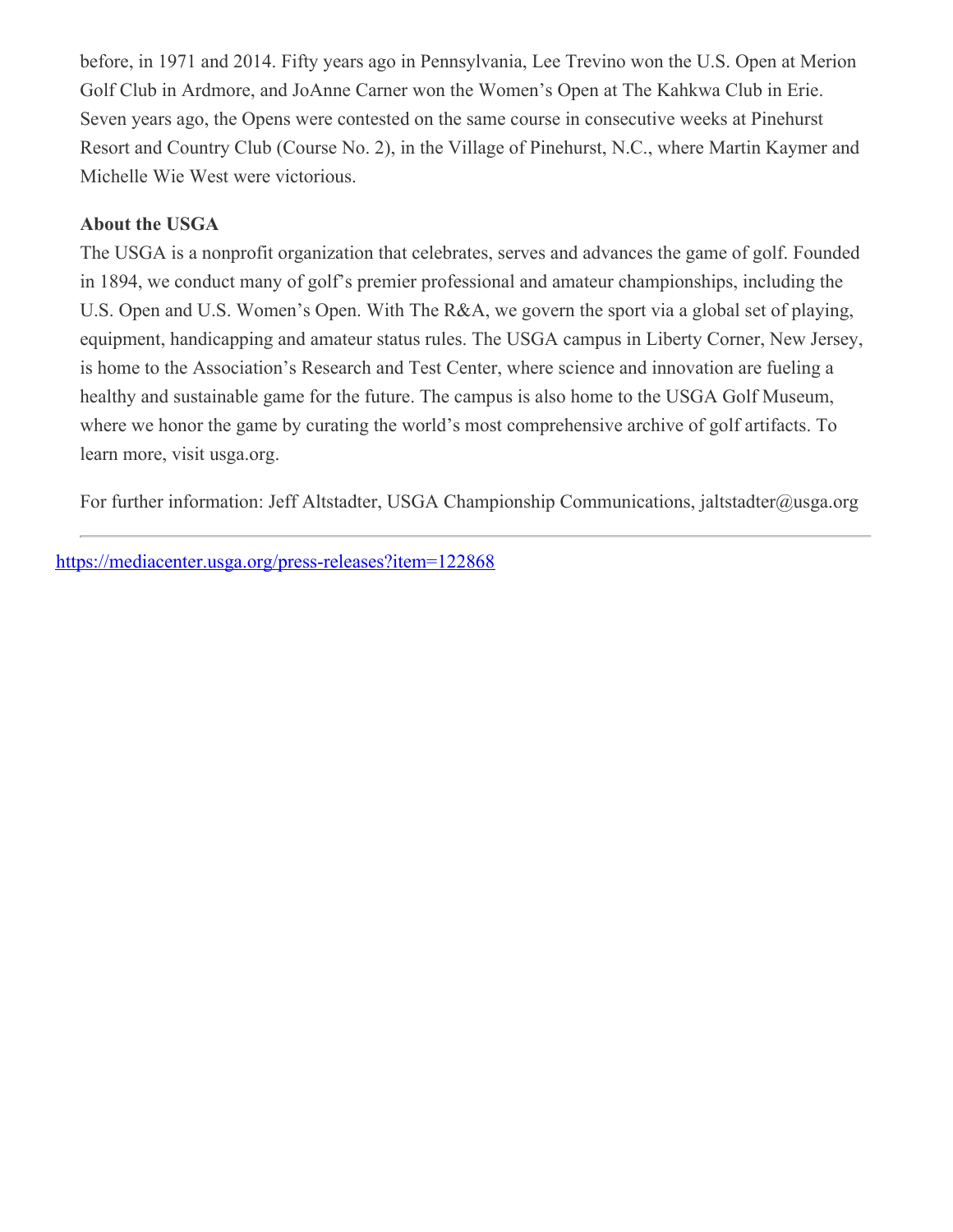before, in 1971 and 2014. Fifty years ago in Pennsylvania, Lee Trevino won the U.S. Open at Merion Golf Club in Ardmore, and JoAnne Carner won the Women's Open at The Kahkwa Club in Erie. Seven years ago, the Opens were contested on the same course in consecutive weeks at Pinehurst Resort and Country Club (Course No. 2), in the Village of Pinehurst, N.C., where Martin Kaymer and Michelle Wie West were victorious.

**About the USGA**

The USGA is a nonprofit organization that celebrates, serves and advances the game of golf. Founded in 1894, we conduct many of golf's premier professional and amateur championships, including the U.S. Open and U.S. Women's Open. With The R&A, we govern the sport via a global set of playing, equipment, handicapping and amateur status rules. The USGA campus in Liberty Corner, New Jersey, is home to the Association's Research and Test Center, where science and innovation are fueling a healthy and sustainable game for the future. The campus is also home to the USGA Golf Museum, where we honor the game by curating the world's most comprehensive archive of golf artifacts. To learn more, visit usga.org.

For further information: Jeff Altstadter, USGA Championship Communications, jaltstadter@usga.org

---

https://mediacenter.usga.org/press-releases?item=122868